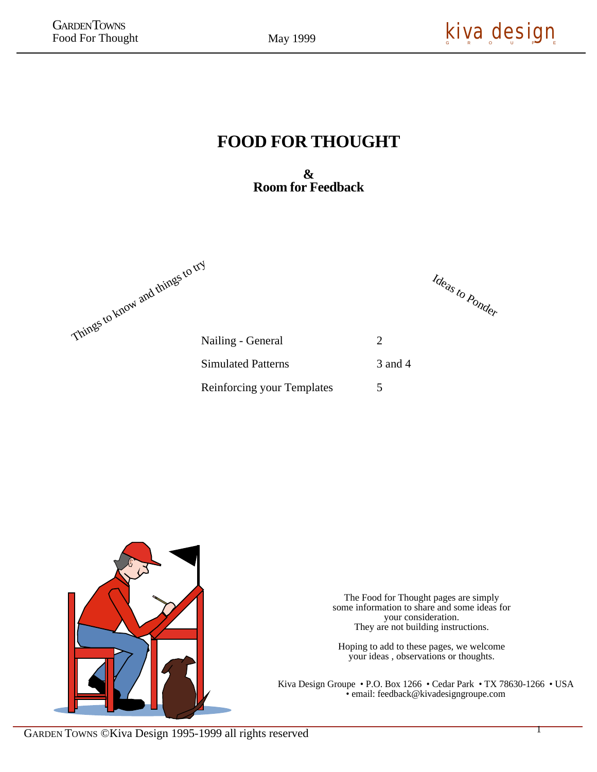# FOOD FOR THOUGHT

**&**
**Room for Feedback**

*Things to know and things to try*

*Ideas to Ponder*

| | |
|---|---|
| Nailing - General | 2 |
| Simulated Patterns | 3 and 4 |
| Reinforcing your Templates | 5 |

The Food for Thought pages are simply some information to share and some ideas for your consideration. They are not building instructions.

Hoping to add to these pages, we welcome your ideas , observations or thoughts.

Kiva Design Groupe • P.O. Box 1266 • Cedar Park • TX 78630-1266 • USA • email: feedback@kivadesigngroupe.com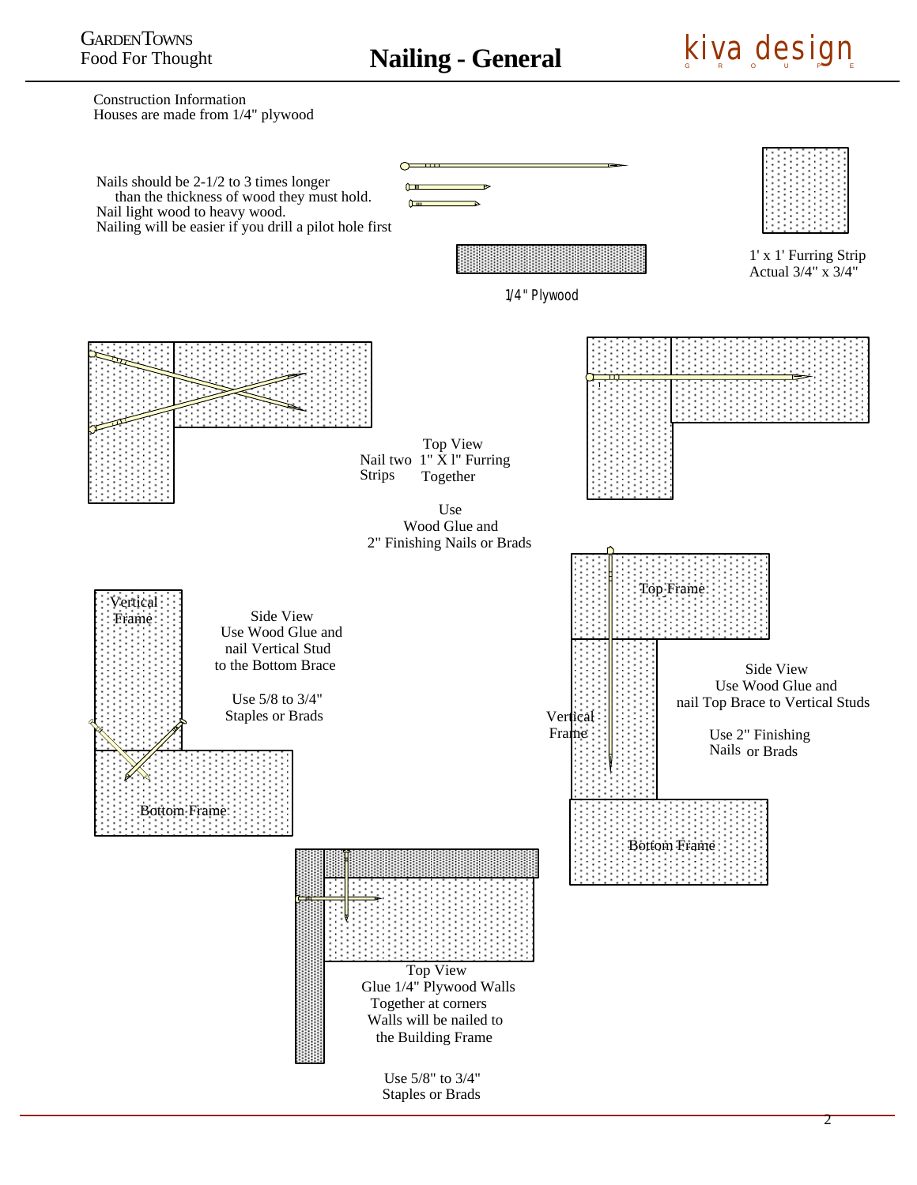# Nailing - General

Construction Information
Houses are made from 1/4" plywood

Nails should be 2-1/2 to 3 times longer than the thickness of wood they must hold.
Nail light wood to heavy wood.
Nailing will be easier if you drill a pilot hole first

1/4" Plywood

1' x 1' Furring Strip
Actual 3/4" x 3/4"

Top View
Nail two 1" X l" Furring Strips Together

Use
Wood Glue and
2" Finishing Nails or Brads

Vertical Frame

Bottom Frame

Side View
Use Wood Glue and nail Vertical Stud to the Bottom Brace

Use 5/8 to 3/4" Staples or Brads

Top Frame

Vertical Frame

Bottom Frame

Side View
Use Wood Glue and nail Top Brace to Vertical Studs

Use 2" Finishing Nails or Brads

Top View
Glue 1/4" Plywood Walls Together at corners
Walls will be nailed to the Building Frame

Use 5/8" to 3/4" Staples or Brads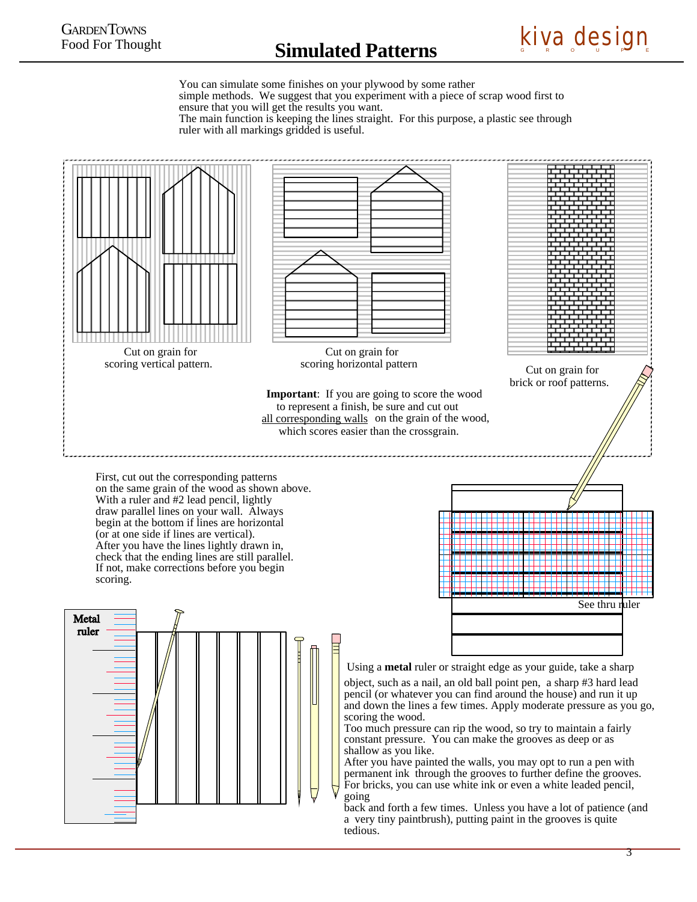# Simulated Patterns

You can simulate some finishes on your plywood by some rather simple methods. We suggest that you experiment with a piece of scrap wood first to ensure that you will get the results you want.
The main function is keeping the lines straight. For this purpose, a plastic see through ruler with all markings gridded is useful.

Cut on grain for scoring vertical pattern.

Cut on grain for scoring horizontal pattern

Cut on grain for brick or roof patterns.

**Important**: If you are going to score the wood to represent a finish, be sure and cut out all corresponding walls on the grain of the wood, which scores easier than the crossgrain.

First, cut out the corresponding patterns on the same grain of the wood as shown above.
With a ruler and #2 lead pencil, lightly draw parallel lines on your wall. Always begin at the bottom if lines are horizontal (or at one side if lines are vertical).
After you have the lines lightly drawn in, check that the ending lines are still parallel. If not, make corrections before you begin scoring.

See thru ruler

Metal ruler

Using a **metal** ruler or straight edge as your guide, take a sharp object, such as a nail, an old ball point pen, a sharp #3 hard lead pencil (or whatever you can find around the house) and run it up and down the lines a few times. Apply moderate pressure as you go, scoring the wood.
Too much pressure can rip the wood, so try to maintain a fairly constant pressure. You can make the grooves as deep or as shallow as you like.
After you have painted the walls, you may opt to run a pen with permanent ink through the grooves to further define the grooves.
For bricks, you can use white ink or even a white leaded pencil, going back and forth a few times. Unless you have a lot of patience (and a very tiny paintbrush), putting paint in the grooves is quite tedious.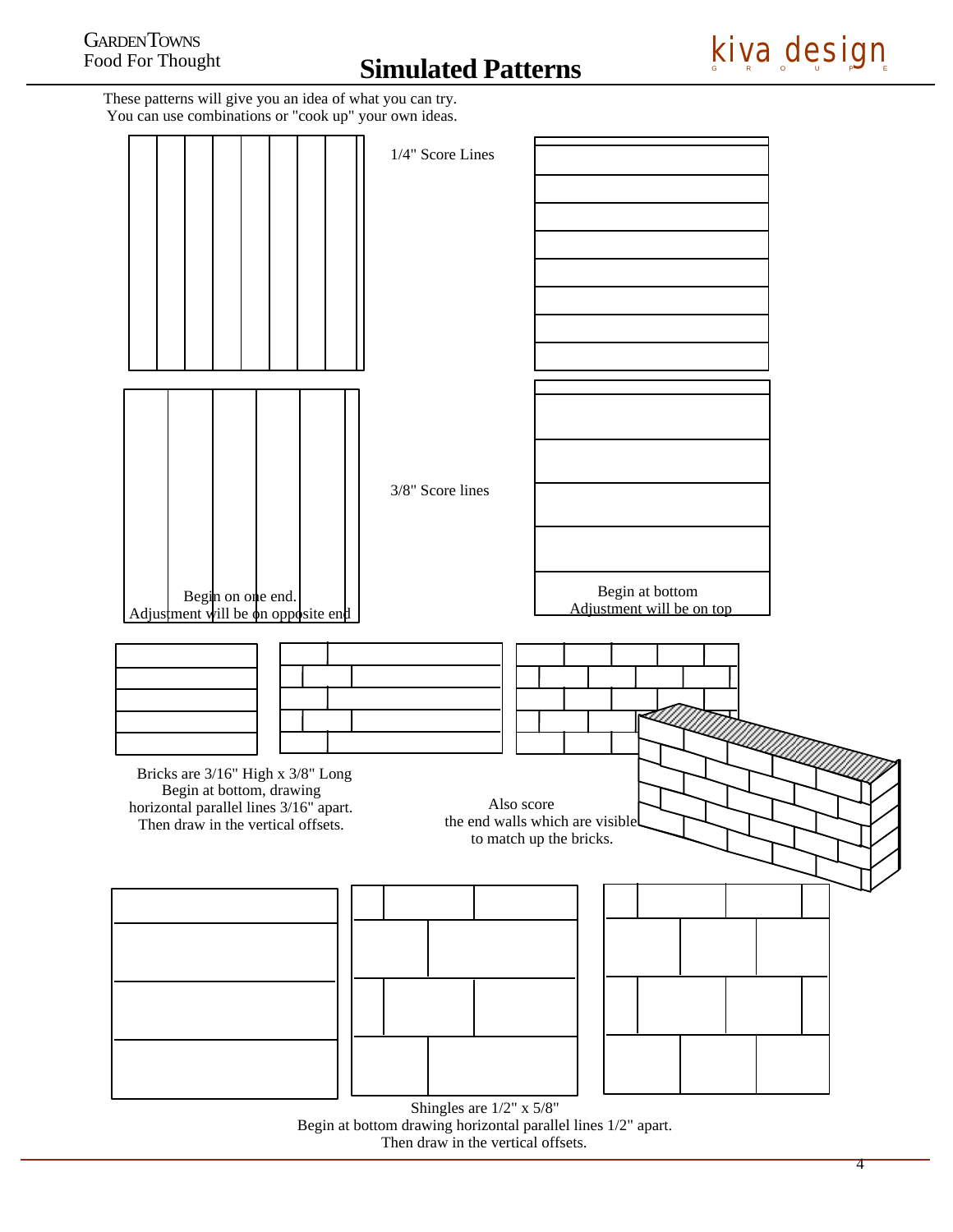# Simulated Patterns

These patterns will give you an idea of what you can try.
You can use combinations or "cook up" your own ideas.

1/4" Score Lines

3/8" Score lines

Begin on one end.
Adjustment will be on opposite end

Begin at bottom
Adjustment will be on top

Bricks are 3/16" High x 3/8" Long
Begin at bottom, drawing
horizontal parallel lines 3/16" apart.
Then draw in the vertical offsets.

Also score
the end walls which are visible
to match up the bricks.

Shingles are 1/2" x 5/8"
Begin at bottom drawing horizontal parallel lines 1/2" apart.
Then draw in the vertical offsets.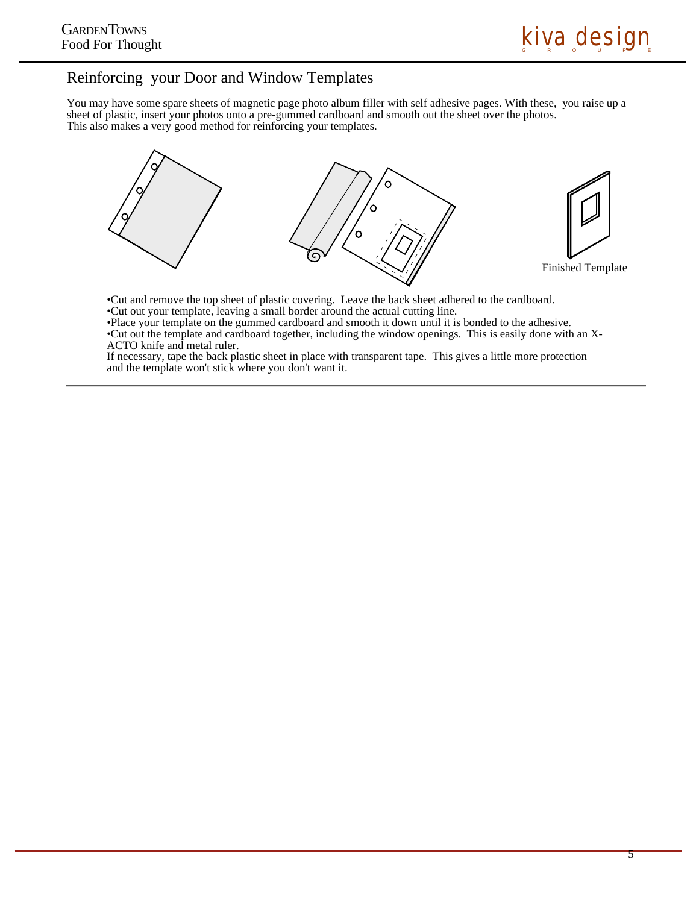## Reinforcing your Door and Window Templates

You may have some spare sheets of magnetic page photo album filler with self adhesive pages. With these, you raise up a sheet of plastic, insert your photos onto a pre-gummed cardboard and smooth out the sheet over the photos.
This also makes a very good method for reinforcing your templates.

Finished Template

- Cut and remove the top sheet of plastic covering. Leave the back sheet adhered to the cardboard.
- Cut out your template, leaving a small border around the actual cutting line.
- Place your template on the gummed cardboard and smooth it down until it is bonded to the adhesive.
- Cut out the template and cardboard together, including the window openings. This is easily done with an X-ACTO knife and metal ruler.

If necessary, tape the back plastic sheet in place with transparent tape. This gives a little more protection and the template won't stick where you don't want it.